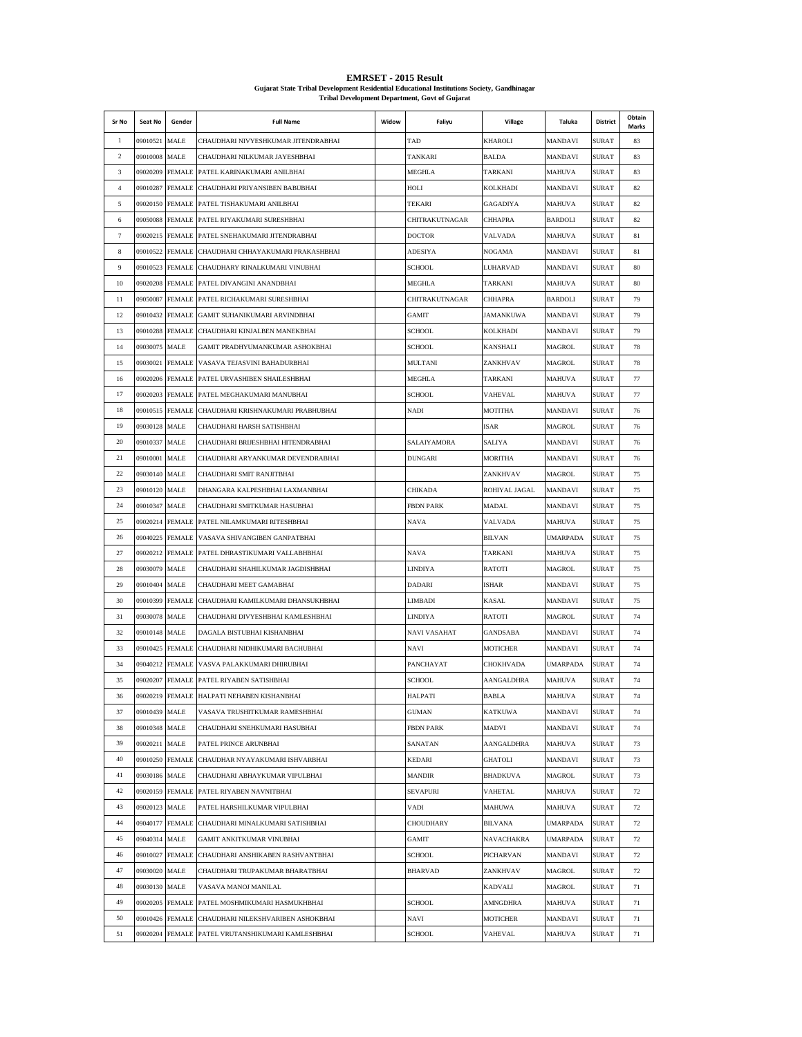# EMRSET - 2015 Result

**Gujarat State Tribal Development Residential Educational Institutions Society, Gandhinagar**

**Tribal Development Department, Govt of Gujarat**

| Sr No | Seat No | Gender | Full Name | Widow | Faliyu | Village | Taluka | District | Obtain Marks |
|---|---|---|---|---|---|---|---|---|---|
| 1 | 09010521 | MALE | CHAUDHARI NIVYESHKUMAR JITENDRABHAI | | TAD | KHAROLI | MANDAVI | SURAT | 83 |
| 2 | 09010008 | MALE | CHAUDHARI NILKUMAR JAYESHBHAI | | TANKARI | BALDA | MANDAVI | SURAT | 83 |
| 3 | 09020209 | FEMALE | PATEL KARINAKUMARI ANILBHAI | | MEGHLA | TARKANI | MAHUVA | SURAT | 83 |
| 4 | 09010287 | FEMALE | CHAUDHARI PRIYANSIBEN BABUBHAI | | HOLI | KOLKHADI | MANDAVI | SURAT | 82 |
| 5 | 09020150 | FEMALE | PATEL TISHAKUMARI ANILBHAI | | TEKARI | GAGADIYA | MAHUVA | SURAT | 82 |
| 6 | 09050088 | FEMALE | PATEL RIYAKUMARI SURESHBHAI | | CHITRAKUTNAGAR | CHHAPRA | BARDOLI | SURAT | 82 |
| 7 | 09020215 | FEMALE | PATEL SNEHAKUMARI JITENDRABHAI | | DOCTOR | VALVADA | MAHUVA | SURAT | 81 |
| 8 | 09010522 | FEMALE | CHAUDHARI CHHAYAKUMARI PRAKASHBHAI | | ADESIYA | NOGAMA | MANDAVI | SURAT | 81 |
| 9 | 09010523 | FEMALE | CHAUDHARY RINALKUMARI VINUBHAI | | SCHOOL | LUHARVAD | MANDAVI | SURAT | 80 |
| 10 | 09020208 | FEMALE | PATEL DIVANGINI ANANDBHAI | | MEGHLA | TARKANI | MAHUVA | SURAT | 80 |
| 11 | 09050087 | FEMALE | PATEL RICHAKUMARI SURESHBHAI | | CHITRAKUTNAGAR | CHHAPRA | BARDOLI | SURAT | 79 |
| 12 | 09010432 | FEMALE | GAMIT SUHANIKUMARI ARVINDBHAI | | GAMIT | JAMANKUWA | MANDAVI | SURAT | 79 |
| 13 | 09010288 | FEMALE | CHAUDHARI KINJALBEN MANEKBHAI | | SCHOOL | KOLKHADI | MANDAVI | SURAT | 79 |
| 14 | 09030075 | MALE | GAMIT PRADHYUMANKUMAR ASHOKBHAI | | SCHOOL | KANSHALI | MAGROL | SURAT | 78 |
| 15 | 09030021 | FEMALE | VASAVA TEJASVINI BAHADURBHAI | | MULTANI | ZANKHVAV | MAGROL | SURAT | 78 |
| 16 | 09020206 | FEMALE | PATEL URVASHIBEN SHAILESHBHAI | | MEGHLA | TARKANI | MAHUVA | SURAT | 77 |
| 17 | 09020203 | FEMALE | PATEL MEGHAKUMARI MANUBHAI | | SCHOOL | VAHEVAL | MAHUVA | SURAT | 77 |
| 18 | 09010515 | FEMALE | CHAUDHARI KRISHNAKUMARI PRABHUBHAI | | NADI | MOTITHA | MANDAVI | SURAT | 76 |
| 19 | 09030128 | MALE | CHAUDHARI HARSH SATISHBHAI | | | ISAR | MAGROL | SURAT | 76 |
| 20 | 09010337 | MALE | CHAUDHARI BRIJESHBHAI HITENDRABHAI | | SALAIYAMORA | SALIYA | MANDAVI | SURAT | 76 |
| 21 | 09010001 | MALE | CHAUDHARI ARYANKUMAR DEVENDRABHAI | | DUNGARI | MORITHA | MANDAVI | SURAT | 76 |
| 22 | 09030140 | MALE | CHAUDHARI SMIT RANJITBHAI | | | ZANKHVAV | MAGROL | SURAT | 75 |
| 23 | 09010120 | MALE | DHANGARA KALPESHBHAI LAXMANBHAI | | CHIKADA | ROHIYAL JAGAL | MANDAVI | SURAT | 75 |
| 24 | 09010347 | MALE | CHAUDHARI SMITKUMAR HASUBHAI | | FBDN PARK | MADAL | MANDAVI | SURAT | 75 |
| 25 | 09020214 | FEMALE | PATEL NILAMKUMARI RITESHBHAI | | NAVA | VALVADA | MAHUVA | SURAT | 75 |
| 26 | 09040225 | FEMALE | VASAVA SHIVANGIBEN GANPATBHAI | | | BILVAN | UMARPADA | SURAT | 75 |
| 27 | 09020212 | FEMALE | PATEL DHRASTIKUMARI VALLABHBHAI | | NAVA | TARKANI | MAHUVA | SURAT | 75 |
| 28 | 09030079 | MALE | CHAUDHARI SHAHILKUMAR JAGDISHBHAI | | LINDIYA | RATOTI | MAGROL | SURAT | 75 |
| 29 | 09010404 | MALE | CHAUDHARI MEET GAMABHAI | | DADARI | ISHAR | MANDAVI | SURAT | 75 |
| 30 | 09010399 | FEMALE | CHAUDHARI KAMILKUMARI DHANSUKHBHAI | | LIMBADI | KASAL | MANDAVI | SURAT | 75 |
| 31 | 09030078 | MALE | CHAUDHARI DIVYESHBHAI KAMLESHBHAI | | LINDIYA | RATOTI | MAGROL | SURAT | 74 |
| 32 | 09010148 | MALE | DAGALA BISTUBHAI KISHANBHAI | | NAVI VASAHAT | GANDSABA | MANDAVI | SURAT | 74 |
| 33 | 09010425 | FEMALE | CHAUDHARI NIDHIKUMARI BACHUBHAI | | NAVI | MOTICHER | MANDAVI | SURAT | 74 |
| 34 | 09040212 | FEMALE | VASVA PALAKKUMARI DHIRUBHAI | | PANCHAYAT | CHOKHVADA | UMARPADA | SURAT | 74 |
| 35 | 09020207 | FEMALE | PATEL RIYABEN SATISHBHAI | | SCHOOL | AANGALDHRA | MAHUVA | SURAT | 74 |
| 36 | 09020219 | FEMALE | HALPATI NEHABEN KISHANBHAI | | HALPATI | BABLA | MAHUVA | SURAT | 74 |
| 37 | 09010439 | MALE | VASAVA TRUSHITKUMAR RAMESHBHAI | | GUMAN | KATKUWA | MANDAVI | SURAT | 74 |
| 38 | 09010348 | MALE | CHAUDHARI SNEHKUMARI HASUBHAI | | FBDN PARK | MADVI | MANDAVI | SURAT | 74 |
| 39 | 09020211 | MALE | PATEL PRINCE ARUNBHAI | | SANATAN | AANGALDHRA | MAHUVA | SURAT | 73 |
| 40 | 09010250 | FEMALE | CHAUDHAR NYAYAKUMARI ISHVARBHAI | | KEDARI | GHATOLI | MANDAVI | SURAT | 73 |
| 41 | 09030186 | MALE | CHAUDHARI ABHAYKUMAR VIPULBHAI | | MANDIR | BHADKUVA | MAGROL | SURAT | 73 |
| 42 | 09020159 | FEMALE | PATEL RIYABEN NAVNITBHAI | | SEVAPURI | VAHETAL | MAHUVA | SURAT | 72 |
| 43 | 09020123 | MALE | PATEL HARSHILKUMAR VIPULBHAI | | VADI | MAHUWA | MAHUVA | SURAT | 72 |
| 44 | 09040177 | FEMALE | CHAUDHARI MINALKUMARI SATISHBHAI | | CHOUDHARY | BILVANA | UMARPADA | SURAT | 72 |
| 45 | 09040314 | MALE | GAMIT ANKITKUMAR VINUBHAI | | GAMIT | NAVACHAKRA | UMARPADA | SURAT | 72 |
| 46 | 09010027 | FEMALE | CHAUDHARI ANSHIKABEN RASHVANTBHAI | | SCHOOL | PICHARVAN | MANDAVI | SURAT | 72 |
| 47 | 09030020 | MALE | CHAUDHARI TRUPAKUMAR BHARATBHAI | | BHARVAD | ZANKHVAV | MAGROL | SURAT | 72 |
| 48 | 09030130 | MALE | VASAVA MANOJ MANILAL | | | KADVALI | MAGROL | SURAT | 71 |
| 49 | 09020205 | FEMALE | PATEL MOSHMIKUMARI HASMUKHBHAI | | SCHOOL | AMNGDHRA | MAHUVA | SURAT | 71 |
| 50 | 09010426 | FEMALE | CHAUDHARI NILEKSHVARIBEN ASHOKBHAI | | NAVI | MOTICHER | MANDAVI | SURAT | 71 |
| 51 | 09020204 | FEMALE | PATEL VRUTANSHIKUMARI KAMLESHBHAI | | SCHOOL | VAHEVAL | MAHUVA | SURAT | 71 |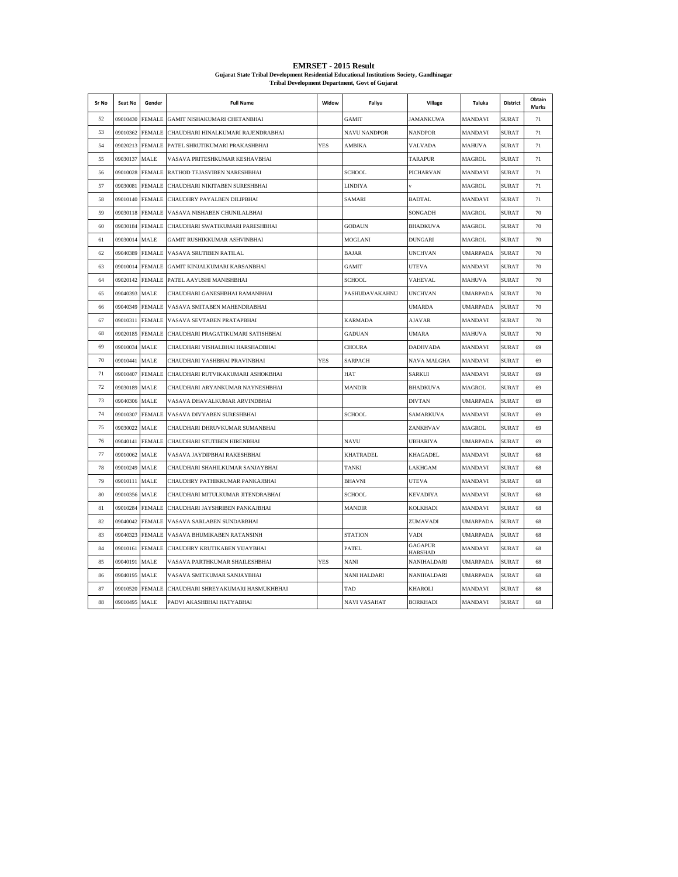**EMRSET - 2015 Result**

**Gujarat State Tribal Development Residential Educational Institutions Society, Gandhinagar**

**Tribal Development Department, Govt of Gujarat**

| Sr No | Seat No | Gender | Full Name | Widow | Faliyu | Village | Taluka | District | Obtain Marks |
|---|---|---|---|---|---|---|---|---|---|
| 52 | 09010430 | FEMALE | GAMIT NISHAKUMARI CHETANBHAI | | GAMIT | JAMANKUWA | MANDAVI | SURAT | 71 |
| 53 | 09010362 | FEMALE | CHAUDHARI HINALKUMARI RAJENDRABHAI | | NAVU NANDPOR | NANDPOR | MANDAVI | SURAT | 71 |
| 54 | 09020213 | FEMALE | PATEL SHRUTIKUMARI PRAKASHBHAI | YES | AMBIKA | VALVADA | MAHUVA | SURAT | 71 |
| 55 | 09030137 | MALE | VASAVA PRITESHKUMAR KESHAVBHAI | | | TARAPUR | MAGROL | SURAT | 71 |
| 56 | 09010028 | FEMALE | RATHOD TEJASVIBEN NARESHBHAI | | SCHOOL | PICHARVAN | MANDAVI | SURAT | 71 |
| 57 | 09030081 | FEMALE | CHAUDHARI NIKITABEN SURESHBHAI | | LINDIYA | v | MAGROL | SURAT | 71 |
| 58 | 09010140 | FEMALE | CHAUDHRY PAYALBEN DILIPBHAI | | SAMARI | BADTAL | MANDAVI | SURAT | 71 |
| 59 | 09030118 | FEMALE | VASAVA NISHABEN CHUNILALBHAI | | | SONGADH | MAGROL | SURAT | 70 |
| 60 | 09030184 | FEMALE | CHAUDHARI SWATIKUMARI PARESHBHAI | | GODAUN | BHADKUVA | MAGROL | SURAT | 70 |
| 61 | 09030014 | MALE | GAMIT RUSHIKKUMAR ASHVINBHAI | | MOGLANI | DUNGARI | MAGROL | SURAT | 70 |
| 62 | 09040389 | FEMALE | VASAVA SRUTIBEN RATILAL | | BAJAR | UNCHVAN | UMARPADA | SURAT | 70 |
| 63 | 09010014 | FEMALE | GAMIT KINJALKUMARI KARSANBHAI | | GAMIT | UTEVA | MANDAVI | SURAT | 70 |
| 64 | 09020142 | FEMALE | PATEL AAYUSHI MANISHBHAI | | SCHOOL | VAHEVAL | MAHUVA | SURAT | 70 |
| 65 | 09040393 | MALE | CHAUDHARI GANESHBHAI RAMANBHAI | | PASHUDAVAKAHNU | UNCHVAN | UMARPADA | SURAT | 70 |
| 66 | 09040349 | FEMALE | VASAVA SMITABEN MAHENDRABHAI | | | UMARDA | UMARPADA | SURAT | 70 |
| 67 | 09010311 | FEMALE | VASAVA SEVTABEN PRATAPBHAI | | KARMADA | AJAVAR | MANDAVI | SURAT | 70 |
| 68 | 09020185 | FEMALE | CHAUDHARI PRAGATIKUMARI SATISHBHAI | | GADUAN | UMARA | MAHUVA | SURAT | 70 |
| 69 | 09010034 | MALE | CHAUDHARI VISHALBHAI HARSHADBHAI | | CHOURA | DADHVADA | MANDAVI | SURAT | 69 |
| 70 | 09010441 | MALE | CHAUDHARI YASHBHAI PRAVINBHAI | YES | SARPACH | NAVA MALGHA | MANDAVI | SURAT | 69 |
| 71 | 09010407 | FEMALE | CHAUDHARI RUTVIKAKUMARI ASHOKBHAI | | HAT | SARKUI | MANDAVI | SURAT | 69 |
| 72 | 09030189 | MALE | CHAUDHARI ARYANKUMAR NAYNESHBHAI | | MANDIR | BHADKUVA | MAGROL | SURAT | 69 |
| 73 | 09040306 | MALE | VASAVA DHAVALKUMAR ARVINDBHAI | | | DIVTAN | UMARPADA | SURAT | 69 |
| 74 | 09010307 | FEMALE | VASAVA DIVYABEN SURESHBHAI | | SCHOOL | SAMARKUVA | MANDAVI | SURAT | 69 |
| 75 | 09030022 | MALE | CHAUDHARI DHRUVKUMAR SUMANBHAI | | | ZANKHVAV | MAGROL | SURAT | 69 |
| 76 | 09040141 | FEMALE | CHAUDHARI STUTIBEN HIRENBHAI | | NAVU | UBHARIYA | UMARPADA | SURAT | 69 |
| 77 | 09010062 | MALE | VASAVA JAYDIPBHAI RAKESHBHAI | | KHATRADEL | KHAGADEL | MANDAVI | SURAT | 68 |
| 78 | 09010249 | MALE | CHAUDHARI SHAHILKUMAR SANJAYBHAI | | TANKI | LAKHGAM | MANDAVI | SURAT | 68 |
| 79 | 09010111 | MALE | CHAUDHRY PATHIKKUMAR PANKAJBHAI | | BHAVNI | UTEVA | MANDAVI | SURAT | 68 |
| 80 | 09010356 | MALE | CHAUDHARI MITULKUMAR JITENDRABHAI | | SCHOOL | KEVADIYA | MANDAVI | SURAT | 68 |
| 81 | 09010284 | FEMALE | CHAUDHARI JAYSHRIBEN PANKAJBHAI | | MANDIR | KOLKHADI | MANDAVI | SURAT | 68 |
| 82 | 09040042 | FEMALE | VASAVA SARLABEN SUNDARBHAI | | | ZUMAVADI | UMARPADA | SURAT | 68 |
| 83 | 09040323 | FEMALE | VASAVA BHUMIKABEN RATANSINH | | STATION | VADI | UMARPADA | SURAT | 68 |
| 84 | 09010161 | FEMALE | CHAUDHRY KRUTIKABEN VIJAYBHAI | | PATEL | GAGAPUR HARSHAD | MANDAVI | SURAT | 68 |
| 85 | 09040191 | MALE | VASAVA PARTHKUMAR SHAILESHBHAI | YES | NANI | NANIHALDARI | UMARPADA | SURAT | 68 |
| 86 | 09040195 | MALE | VASAVA SMITKUMAR SANJAYBHAI | | NANI HALDARI | NANIHALDARI | UMARPADA | SURAT | 68 |
| 87 | 09010520 | FEMALE | CHAUDHARI SHREYAKUMARI HASMUKHBHAI | | TAD | KHAROLI | MANDAVI | SURAT | 68 |
| 88 | 09010495 | MALE | PADVI AKASHBHAI HATYABHAI | | NAVI VASAHAT | BORKHADI | MANDAVI | SURAT | 68 |